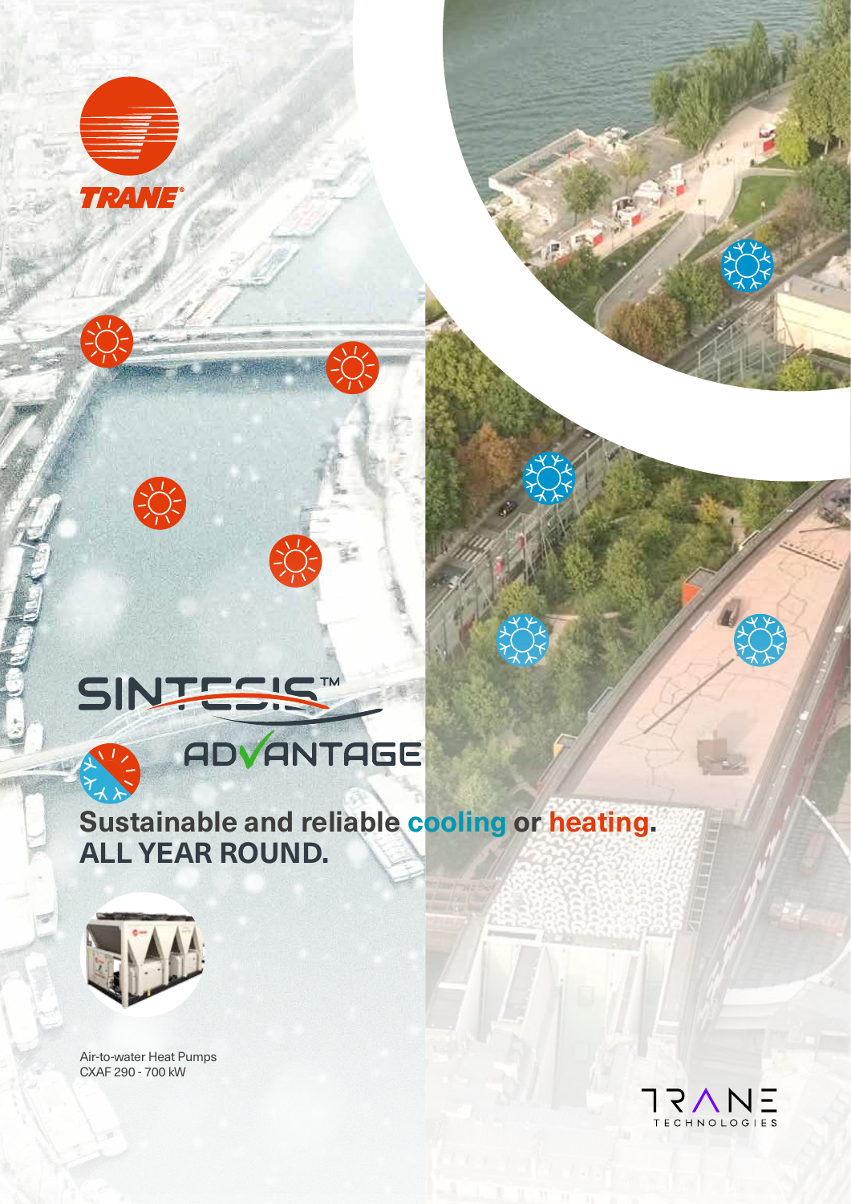TRANE

# SINTESIS™ ADVANTAGE

**Sustainable and reliable cooling or heating.**
**ALL YEAR ROUND.**

Air-to-water Heat Pumps
CXAF 290 - 700 kW

TRANE TECHNOLOGIES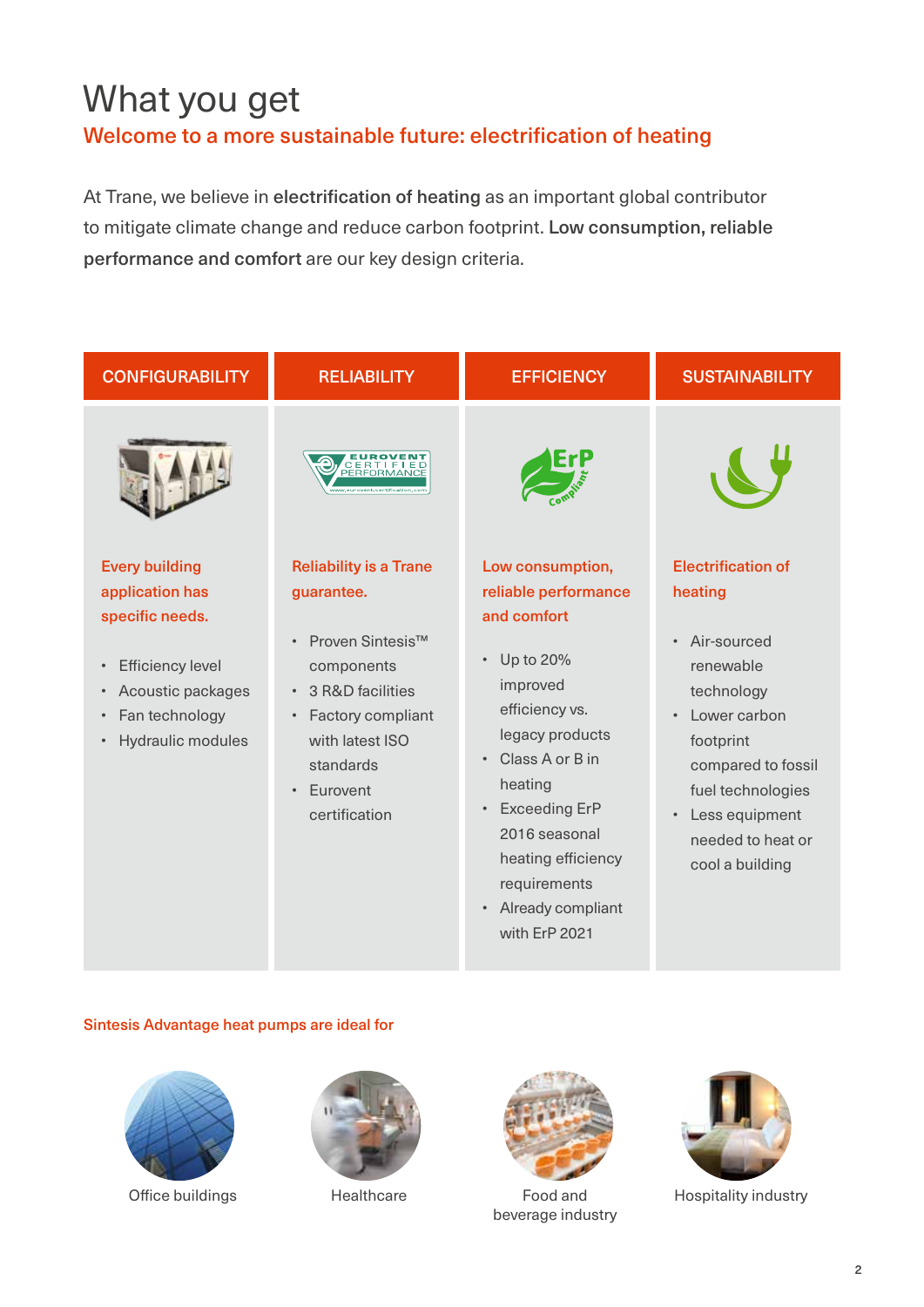# What you get

## Welcome to a more sustainable future: electrification of heating

At Trane, we believe in **electrification of heating** as an important global contributor to mitigate climate change and reduce carbon footprint. **Low consumption, reliable performance and comfort** are our key design criteria.

### CONFIGURABILITY

**Every building application has specific needs.**

- Efficiency level
- Acoustic packages
- Fan technology
- Hydraulic modules

### RELIABILITY

**Reliability is a Trane guarantee.**

- Proven Sintesis™ components
- 3 R&D facilities
- Factory compliant with latest ISO standards
- Eurovent certification

### EFFICIENCY

**Low consumption, reliable performance and comfort**

- Up to 20% improved efficiency vs. legacy products
- Class A or B in heating
- Exceeding ErP 2016 seasonal heating efficiency requirements
- Already compliant with ErP 2021

### SUSTAINABILITY

**Electrification of heating**

- Air-sourced renewable technology
- Lower carbon footprint compared to fossil fuel technologies
- Less equipment needed to heat or cool a building

**Sintesis Advantage heat pumps are ideal for**

- Office buildings
- Healthcare
- Food and beverage industry
- Hospitality industry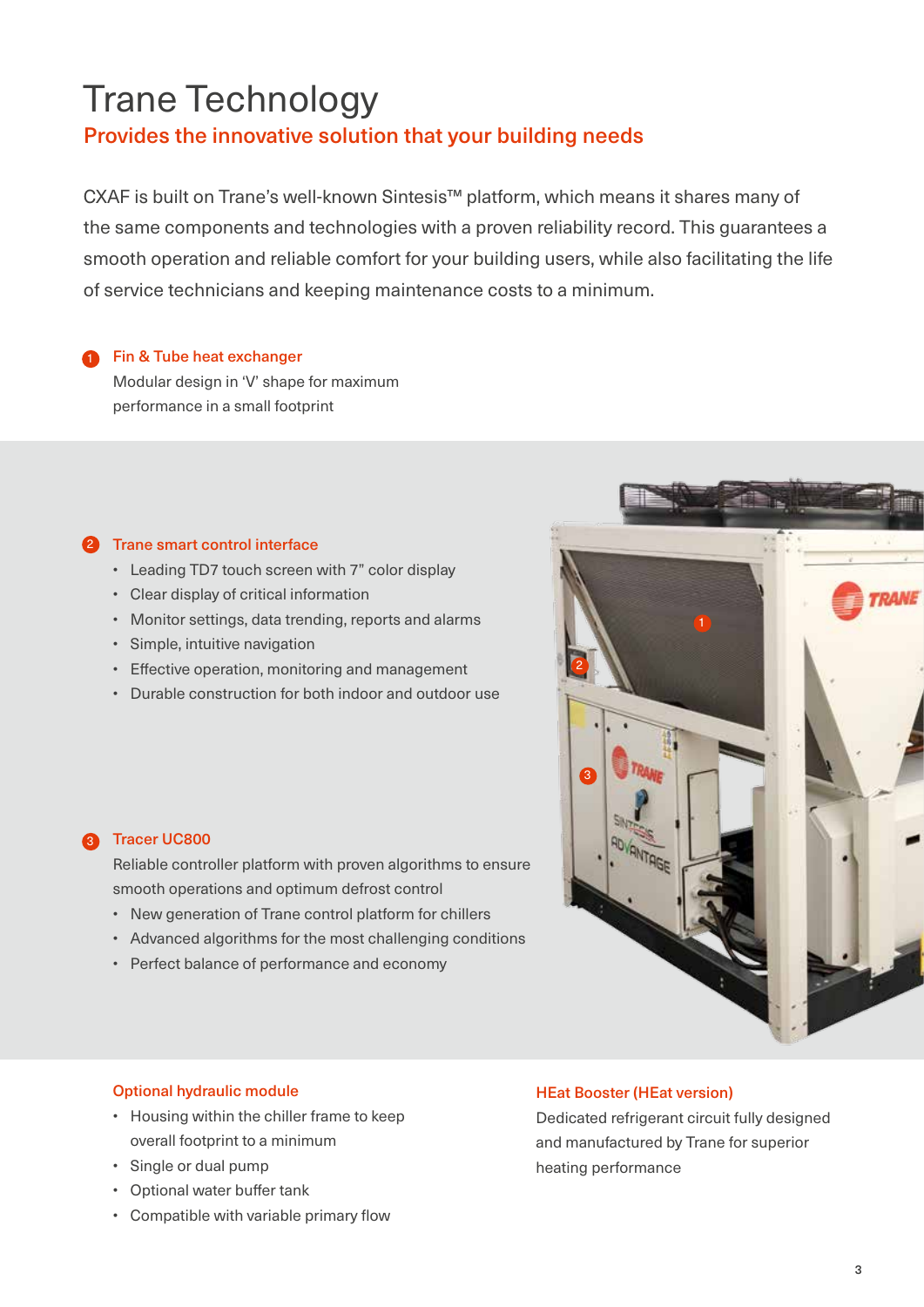# Trane Technology

## Provides the innovative solution that your building needs

CXAF is built on Trane's well-known Sintesis™ platform, which means it shares many of the same components and technologies with a proven reliability record. This guarantees a smooth operation and reliable comfort for your building users, while also facilitating the life of service technicians and keeping maintenance costs to a minimum.

### 1 Fin & Tube heat exchanger

Modular design in 'V' shape for maximum performance in a small footprint

### 2 Trane smart control interface

- Leading TD7 touch screen with 7" color display
- Clear display of critical information
- Monitor settings, data trending, reports and alarms
- Simple, intuitive navigation
- Effective operation, monitoring and management
- Durable construction for both indoor and outdoor use

### 3 Tracer UC800

Reliable controller platform with proven algorithms to ensure smooth operations and optimum defrost control

- New generation of Trane control platform for chillers
- Advanced algorithms for the most challenging conditions
- Perfect balance of performance and economy

### Optional hydraulic module

- Housing within the chiller frame to keep overall footprint to a minimum
- Single or dual pump
- Optional water buffer tank
- Compatible with variable primary flow

### HEat Booster (HEat version)

Dedicated refrigerant circuit fully designed and manufactured by Trane for superior heating performance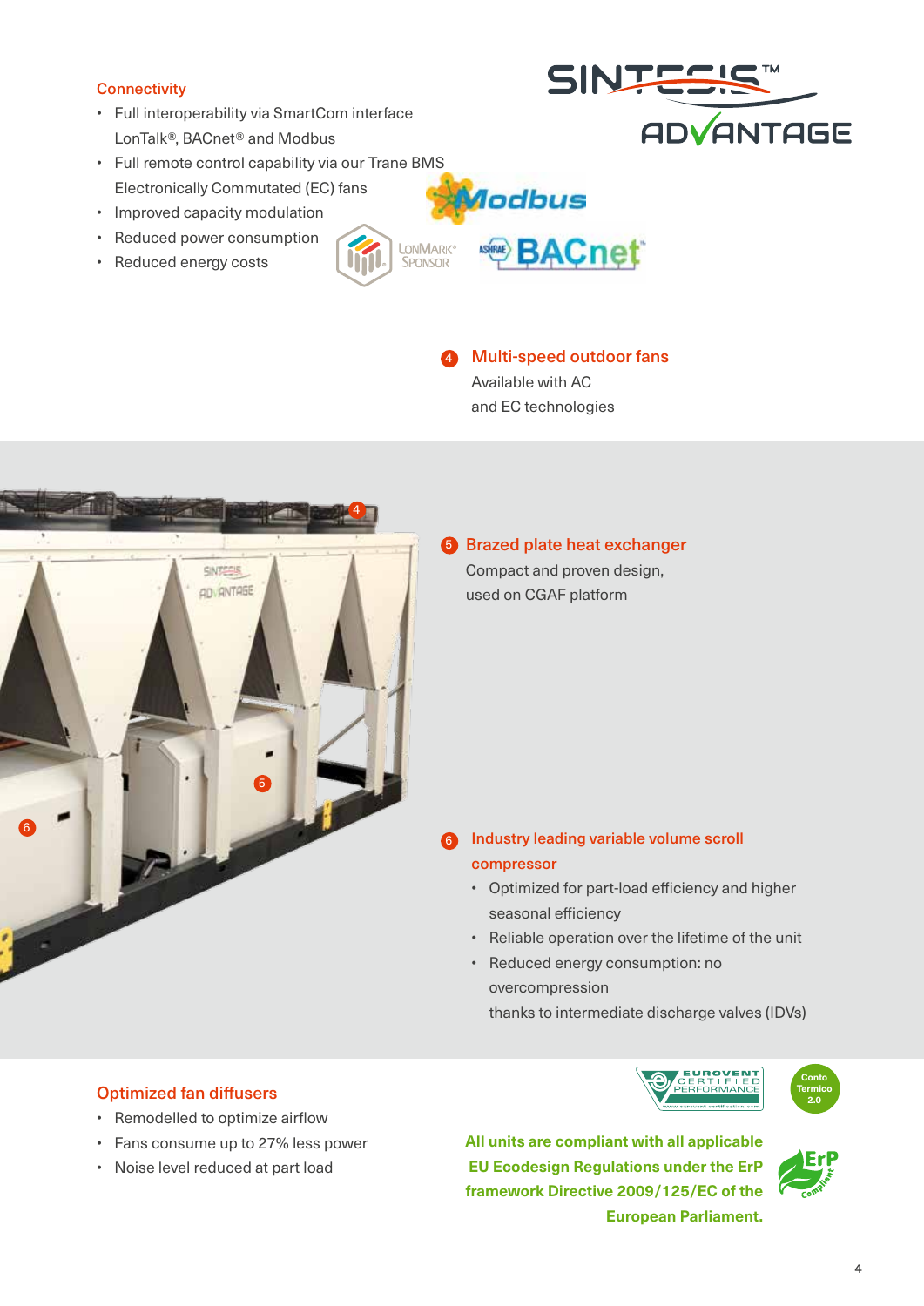## Connectivity

- Full interoperability via SmartCom interface LonTalk®, BACnet® and Modbus
- Full remote control capability via our Trane BMS Electronically Commutated (EC) fans
- Improved capacity modulation
- Reduced power consumption
- Reduced energy costs

### 4 Multi-speed outdoor fans

Available with AC and EC technologies

### 5 Brazed plate heat exchanger

Compact and proven design, used on CGAF platform

### 6 Industry leading variable volume scroll compressor

- Optimized for part-load efficiency and higher seasonal efficiency
- Reliable operation over the lifetime of the unit
- Reduced energy consumption: no overcompression thanks to intermediate discharge valves (IDVs)

## Optimized fan diffusers

- Remodelled to optimize airflow
- Fans consume up to 27% less power
- Noise level reduced at part load

**All units are compliant with all applicable EU Ecodesign Regulations under the ErP framework Directive 2009/125/EC of the European Parliament.**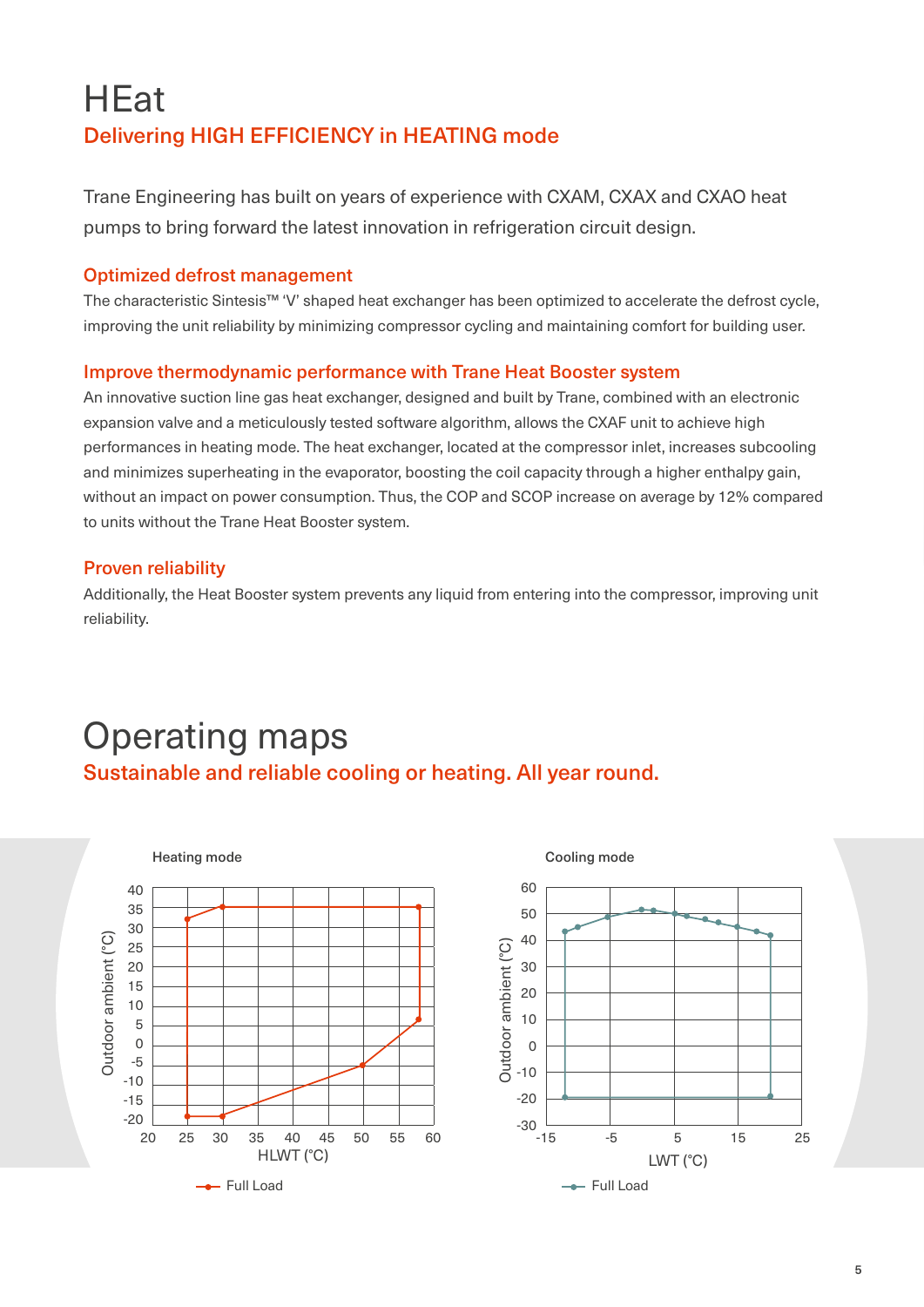# HEat

## Delivering HIGH EFFICIENCY in HEATING mode

Trane Engineering has built on years of experience with CXAM, CXAX and CXAO heat pumps to bring forward the latest innovation in refrigeration circuit design.

### Optimized defrost management

The characteristic Sintesis™ 'V' shaped heat exchanger has been optimized to accelerate the defrost cycle, improving the unit reliability by minimizing compressor cycling and maintaining comfort for building user.

### Improve thermodynamic performance with Trane Heat Booster system

An innovative suction line gas heat exchanger, designed and built by Trane, combined with an electronic expansion valve and a meticulously tested software algorithm, allows the CXAF unit to achieve high performances in heating mode. The heat exchanger, located at the compressor inlet, increases subcooling and minimizes superheating in the evaporator, boosting the coil capacity through a higher enthalpy gain, without an impact on power consumption. Thus, the COP and SCOP increase on average by 12% compared to units without the Trane Heat Booster system.

### Proven reliability

Additionally, the Heat Booster system prevents any liquid from entering into the compressor, improving unit reliability.

# Operating maps

## Sustainable and reliable cooling or heating. All year round.

Heating mode

Outdoor ambient (°C) vs HLWT (°C) — Full Load

Cooling mode

Outdoor ambient (°C) vs LWT (°C) — Full Load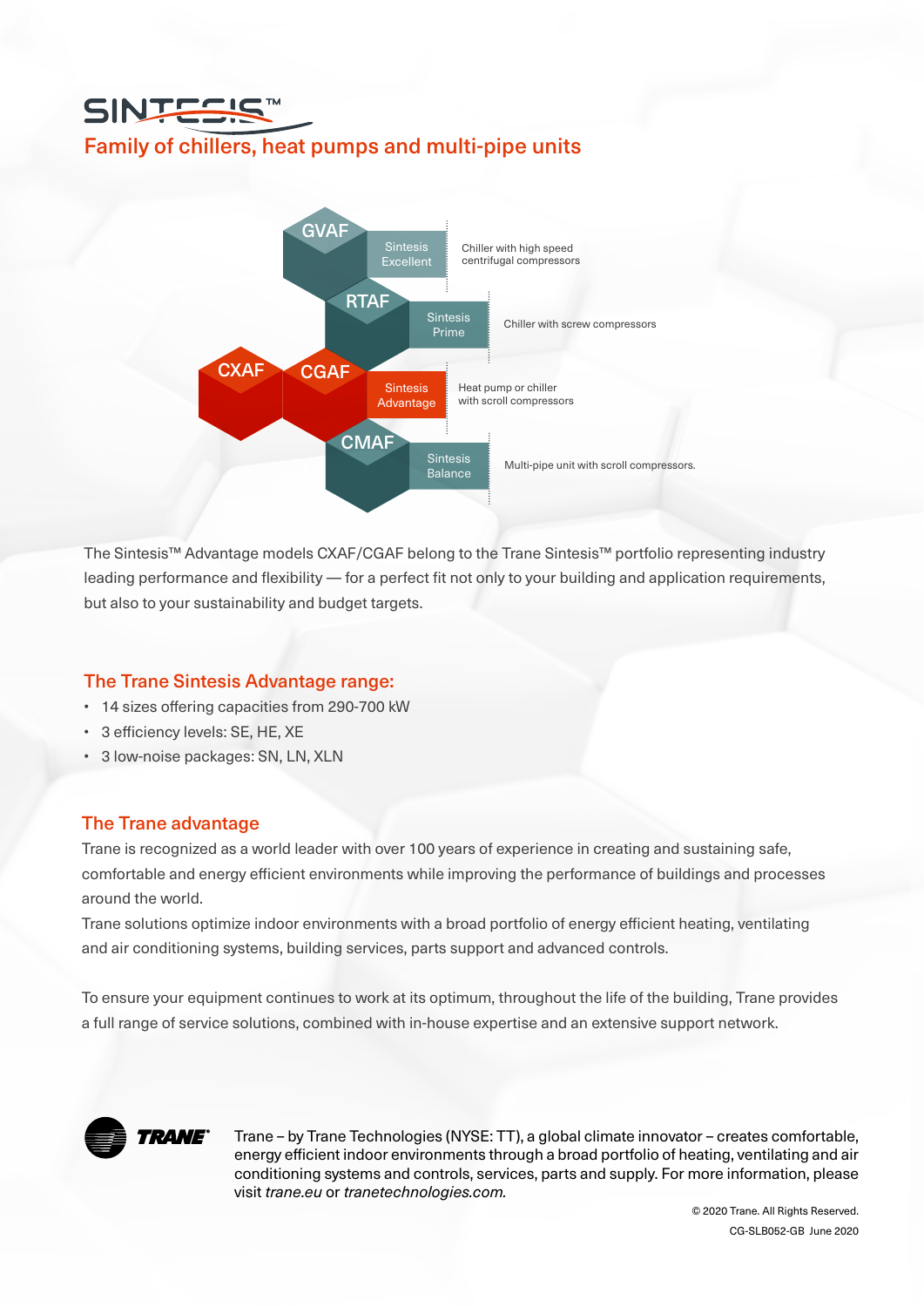# SINTESIS™

## Family of chillers, heat pumps and multi-pipe units

GVAF
Sintesis Excellent
Chiller with high speed centrifugal compressors

RTAF
Sintesis Prime
Chiller with screw compressors

CXAF
CGAF
Sintesis Advantage
Heat pump or chiller with scroll compressors

CMAF
Sintesis Balance
Multi-pipe unit with scroll compressors.

The Sintesis™ Advantage models CXAF/CGAF belong to the Trane Sintesis™ portfolio representing industry leading performance and flexibility — for a perfect fit not only to your building and application requirements, but also to your sustainability and budget targets.

### The Trane Sintesis Advantage range:

- 14 sizes offering capacities from 290-700 kW
- 3 efficiency levels: SE, HE, XE
- 3 low-noise packages: SN, LN, XLN

### The Trane advantage

Trane is recognized as a world leader with over 100 years of experience in creating and sustaining safe, comfortable and energy efficient environments while improving the performance of buildings and processes around the world.
Trane solutions optimize indoor environments with a broad portfolio of energy efficient heating, ventilating and air conditioning systems, building services, parts support and advanced controls.

To ensure your equipment continues to work at its optimum, throughout the life of the building, Trane provides a full range of service solutions, combined with in-house expertise and an extensive support network.

TRANE

Trane – by Trane Technologies (NYSE: TT), a global climate innovator – creates comfortable, energy efficient indoor environments through a broad portfolio of heating, ventilating and air conditioning systems and controls, services, parts and supply. For more information, please visit *trane.eu* or *tranetechnologies.com*.

© 2020 Trane. All Rights Reserved.
CG-SLB052-GB June 2020